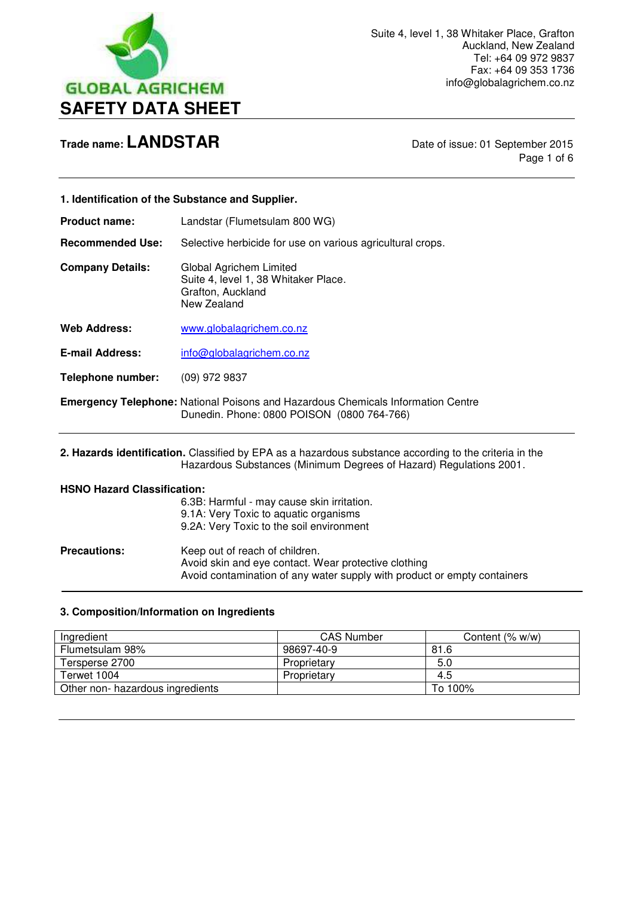GLOBAL AGRICHEM

Suite 4, level 1, 38 Whitaker Place, Grafton
Auckland, New Zealand
Tel: +64 09 972 9837
Fax: +64 09 353 1736
info@globalagrichem.co.nz

# SAFETY DATA SHEET

**Trade name: LANDSTAR**

Date of issue: 01 September 2015

## 1. Identification of the Substance and Supplier.

**Product name:** Landstar (Flumetsulam 800 WG)

**Recommended Use:** Selective herbicide for use on various agricultural crops.

**Company Details:** Global Agrichem Limited
Suite 4, level 1, 38 Whitaker Place.
Grafton, Auckland
New Zealand

**Web Address:** www.globalagrichem.co.nz

**E-mail Address:** info@globalagrichem.co.nz

**Telephone number:** (09) 972 9837

**Emergency Telephone:** National Poisons and Hazardous Chemicals Information Centre Dunedin. Phone: 0800 POISON (0800 764-766)

## 2. Hazards identification.

Classified by EPA as a hazardous substance according to the criteria in the Hazardous Substances (Minimum Degrees of Hazard) Regulations 2001.

**HSNO Hazard Classification:**

6.3B: Harmful - may cause skin irritation.
9.1A: Very Toxic to aquatic organisms
9.2A: Very Toxic to the soil environment

**Precautions:**

Keep out of reach of children.
Avoid skin and eye contact. Wear protective clothing
Avoid contamination of any water supply with product or empty containers

## 3. Composition/Information on Ingredients

| Ingredient | CAS Number | Content (% w/w) |
|---|---|---|
| Flumetsulam 98% | 98697-40-9 | 81.6 |
| Tersperse 2700 | Proprietary | 5.0 |
| Terwet 1004 | Proprietary | 4.5 |
| Other non- hazardous ingredients | | To 100% |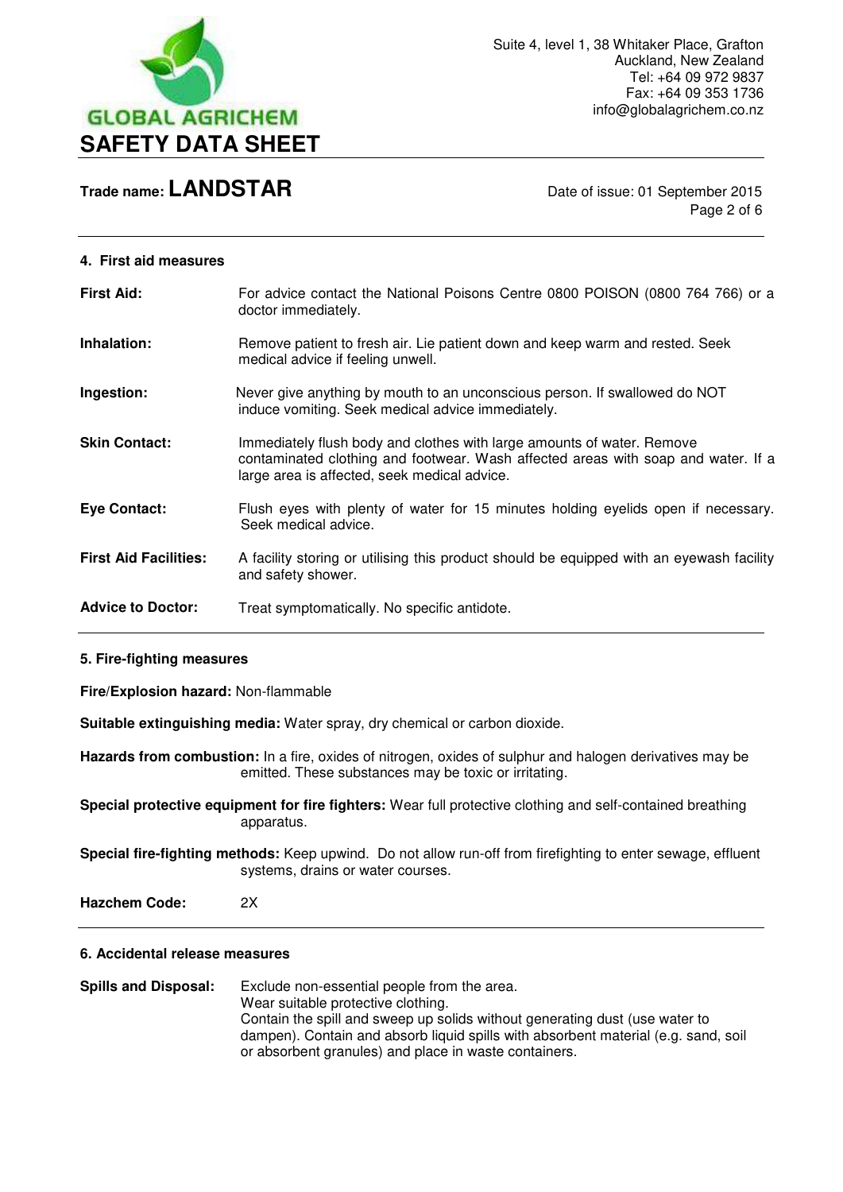## 4. First aid measures

| | |
|---|---|
| **First Aid:** | For advice contact the National Poisons Centre 0800 POISON (0800 764 766) or a doctor immediately. |
| **Inhalation:** | Remove patient to fresh air. Lie patient down and keep warm and rested. Seek medical advice if feeling unwell. |
| **Ingestion:** | Never give anything by mouth to an unconscious person. If swallowed do NOT induce vomiting. Seek medical advice immediately. |
| **Skin Contact:** | Immediately flush body and clothes with large amounts of water. Remove contaminated clothing and footwear. Wash affected areas with soap and water. If a large area is affected, seek medical advice. |
| **Eye Contact:** | Flush eyes with plenty of water for 15 minutes holding eyelids open if necessary. Seek medical advice. |
| **First Aid Facilities:** | A facility storing or utilising this product should be equipped with an eyewash facility and safety shower. |
| **Advice to Doctor:** | Treat symptomatically. No specific antidote. |

## 5. Fire-fighting measures

**Fire/Explosion hazard:** Non-flammable

**Suitable extinguishing media:** Water spray, dry chemical or carbon dioxide.

**Hazards from combustion:** In a fire, oxides of nitrogen, oxides of sulphur and halogen derivatives may be emitted. These substances may be toxic or irritating.

**Special protective equipment for fire fighters:** Wear full protective clothing and self-contained breathing apparatus.

**Special fire-fighting methods:** Keep upwind. Do not allow run-off from firefighting to enter sewage, effluent systems, drains or water courses.

**Hazchem Code:** 2X

## 6. Accidental release measures

**Spills and Disposal:** Exclude non-essential people from the area.
Wear suitable protective clothing.
Contain the spill and sweep up solids without generating dust (use water to dampen). Contain and absorb liquid spills with absorbent material (e.g. sand, soil or absorbent granules) and place in waste containers.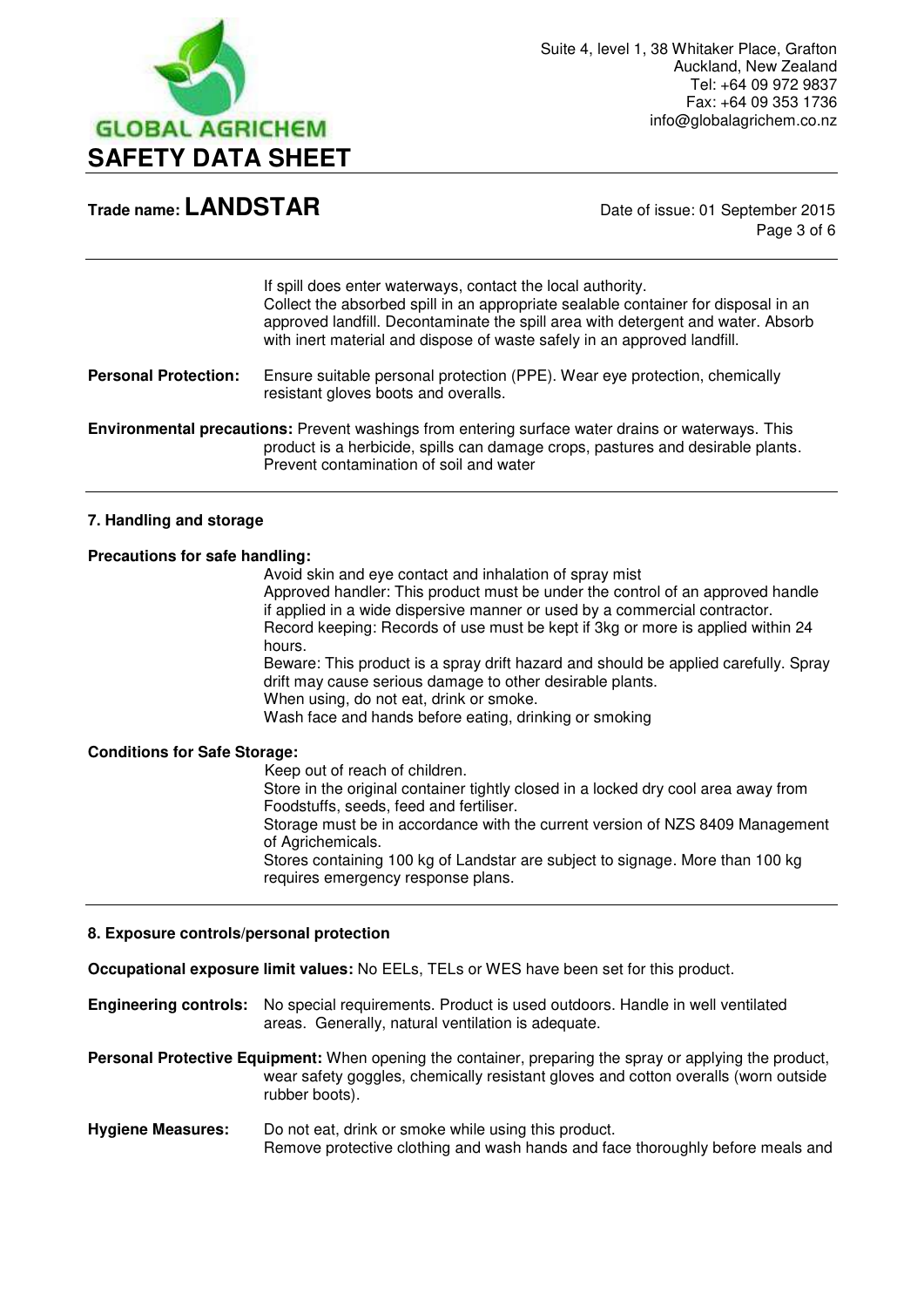If spill does enter waterways, contact the local authority.
Collect the absorbed spill in an appropriate sealable container for disposal in an approved landfill. Decontaminate the spill area with detergent and water. Absorb with inert material and dispose of waste safely in an approved landfill.

**Personal Protection:** Ensure suitable personal protection (PPE). Wear eye protection, chemically resistant gloves boots and overalls.

**Environmental precautions:** Prevent washings from entering surface water drains or waterways. This product is a herbicide, spills can damage crops, pastures and desirable plants. Prevent contamination of soil and water

## 7. Handling and storage

**Precautions for safe handling:**

Avoid skin and eye contact and inhalation of spray mist
Approved handler: This product must be under the control of an approved handle if applied in a wide dispersive manner or used by a commercial contractor.
Record keeping: Records of use must be kept if 3kg or more is applied within 24 hours.
Beware: This product is a spray drift hazard and should be applied carefully. Spray drift may cause serious damage to other desirable plants.
When using, do not eat, drink or smoke.
Wash face and hands before eating, drinking or smoking

**Conditions for Safe Storage:**

Keep out of reach of children.
Store in the original container tightly closed in a locked dry cool area away from Foodstuffs, seeds, feed and fertiliser.
Storage must be in accordance with the current version of NZS 8409 Management of Agrichemicals.
Stores containing 100 kg of Landstar are subject to signage. More than 100 kg requires emergency response plans.

## 8. Exposure controls/personal protection

**Occupational exposure limit values:** No EELs, TELs or WES have been set for this product.

**Engineering controls:** No special requirements. Product is used outdoors. Handle in well ventilated areas. Generally, natural ventilation is adequate.

**Personal Protective Equipment:** When opening the container, preparing the spray or applying the product, wear safety goggles, chemically resistant gloves and cotton overalls (worn outside rubber boots).

**Hygiene Measures:** Do not eat, drink or smoke while using this product.
Remove protective clothing and wash hands and face thoroughly before meals and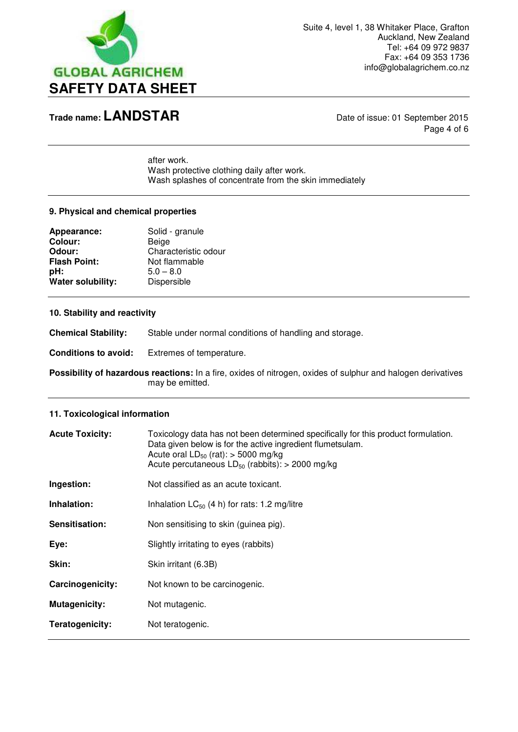after work.
Wash protective clothing daily after work.
Wash splashes of concentrate from the skin immediately

## 9. Physical and chemical properties

**Appearance:** Solid - granule
**Colour:** Beige
**Odour:** Characteristic odour
**Flash Point:** Not flammable
**pH:** 5.0 – 8.0
**Water solubility:** Dispersible

## 10. Stability and reactivity

**Chemical Stability:** Stable under normal conditions of handling and storage.

**Conditions to avoid:** Extremes of temperature.

**Possibility of hazardous reactions:** In a fire, oxides of nitrogen, oxides of sulphur and halogen derivatives may be emitted.

## 11. Toxicological information

**Acute Toxicity:** Toxicology data has not been determined specifically for this product formulation. Data given below is for the active ingredient flumetsulam.
Acute oral $LD_{50}$ (rat): > 5000 mg/kg
Acute percutaneous $LD_{50}$ (rabbits): > 2000 mg/kg

**Ingestion:** Not classified as an acute toxicant.

**Inhalation:** Inhalation $LC_{50}$ (4 h) for rats: 1.2 mg/litre

**Sensitisation:** Non sensitising to skin (guinea pig).

**Eye:** Slightly irritating to eyes (rabbits)

**Skin:** Skin irritant (6.3B)

**Carcinogenicity:** Not known to be carcinogenic.

**Mutagenicity:** Not mutagenic.

**Teratogenicity:** Not teratogenic.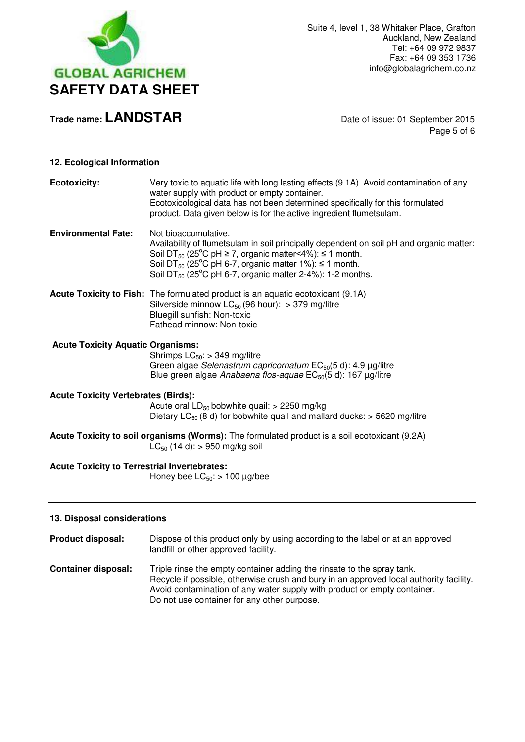## 12. Ecological Information

**Ecotoxicity:** Very toxic to aquatic life with long lasting effects (9.1A). Avoid contamination of any water supply with product or empty container.
Ecotoxicological data has not been determined specifically for this formulated product. Data given below is for the active ingredient flumetsulam.

**Environmental Fate:** Not bioaccumulative.
Availability of flumetsulam in soil principally dependent on soil pH and organic matter:
Soil $DT_{50}$ (25°C pH ≥ 7, organic matter<4%): ≤ 1 month.
Soil $DT_{50}$ (25°C pH 6-7, organic matter 1%): ≤ 1 month.
Soil $DT_{50}$ (25°C pH 6-7, organic matter 2-4%): 1-2 months.

**Acute Toxicity to Fish:** The formulated product is an aquatic ecotoxicant (9.1A)
Silverside minnow $LC_{50}$ (96 hour): > 379 mg/litre
Bluegill sunfish: Non-toxic
Fathead minnow: Non-toxic

**Acute Toxicity Aquatic Organisms:**
Shrimps $LC_{50}$: > 349 mg/litre
Green algae *Selenastrum capricornatum* $EC_{50}$(5 d): 4.9 µg/litre
Blue green algae *Anabaena flos-aquae* $EC_{50}$(5 d): 167 µg/litre

**Acute Toxicity Vertebrates (Birds):**
Acute oral $LD_{50}$ bobwhite quail: > 2250 mg/kg
Dietary $LC_{50}$ (8 d) for bobwhite quail and mallard ducks: > 5620 mg/litre

**Acute Toxicity to soil organisms (Worms):** The formulated product is a soil ecotoxicant (9.2A)
$LC_{50}$ (14 d): > 950 mg/kg soil

**Acute Toxicity to Terrestrial Invertebrates:**
Honey bee $LC_{50}$: > 100 µg/bee

## 13. Disposal considerations

**Product disposal:** Dispose of this product only by using according to the label or at an approved landfill or other approved facility.

**Container disposal:** Triple rinse the empty container adding the rinsate to the spray tank.
Recycle if possible, otherwise crush and bury in an approved local authority facility.
Avoid contamination of any water supply with product or empty container.
Do not use container for any other purpose.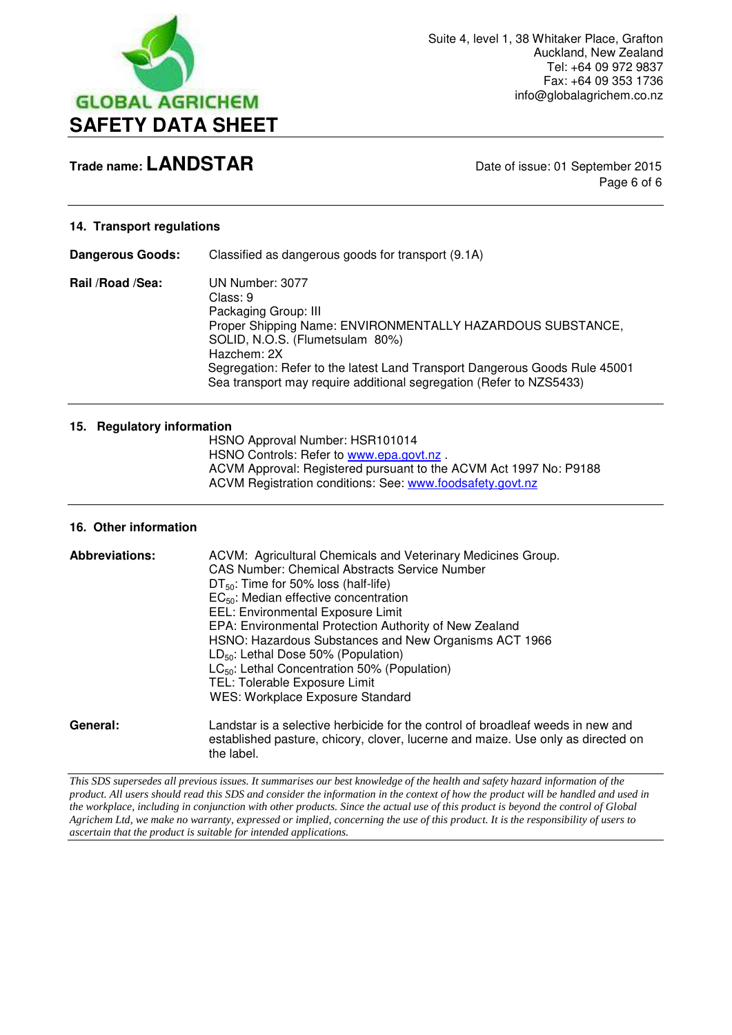## 14. Transport regulations

**Dangerous Goods:** Classified as dangerous goods for transport (9.1A)

**Rail /Road /Sea:**
UN Number: 3077
Class: 9
Packaging Group: III
Proper Shipping Name: ENVIRONMENTALLY HAZARDOUS SUBSTANCE, SOLID, N.O.S. (Flumetsulam 80%)
Hazchem: 2X
Segregation: Refer to the latest Land Transport Dangerous Goods Rule 45001
Sea transport may require additional segregation (Refer to NZS5433)

## 15. Regulatory information

HSNO Approval Number: HSR101014
HSNO Controls: Refer to www.epa.govt.nz .
ACVM Approval: Registered pursuant to the ACVM Act 1997 No: P9188
ACVM Registration conditions: See: www.foodsafety.govt.nz

## 16. Other information

**Abbreviations:**
ACVM: Agricultural Chemicals and Veterinary Medicines Group.
CAS Number: Chemical Abstracts Service Number
$DT_{50}$: Time for 50% loss (half-life)
$EC_{50}$: Median effective concentration
EEL: Environmental Exposure Limit
EPA: Environmental Protection Authority of New Zealand
HSNO: Hazardous Substances and New Organisms ACT 1966
$LD_{50}$: Lethal Dose 50% (Population)
$LC_{50}$: Lethal Concentration 50% (Population)
TEL: Tolerable Exposure Limit
WES: Workplace Exposure Standard

**General:** Landstar is a selective herbicide for the control of broadleaf weeds in new and established pasture, chicory, clover, lucerne and maize. Use only as directed on the label.

*This SDS supersedes all previous issues. It summarises our best knowledge of the health and safety hazard information of the product. All users should read this SDS and consider the information in the context of how the product will be handled and used in the workplace, including in conjunction with other products. Since the actual use of this product is beyond the control of Global Agrichem Ltd, we make no warranty, expressed or implied, concerning the use of this product. It is the responsibility of users to ascertain that the product is suitable for intended applications.*